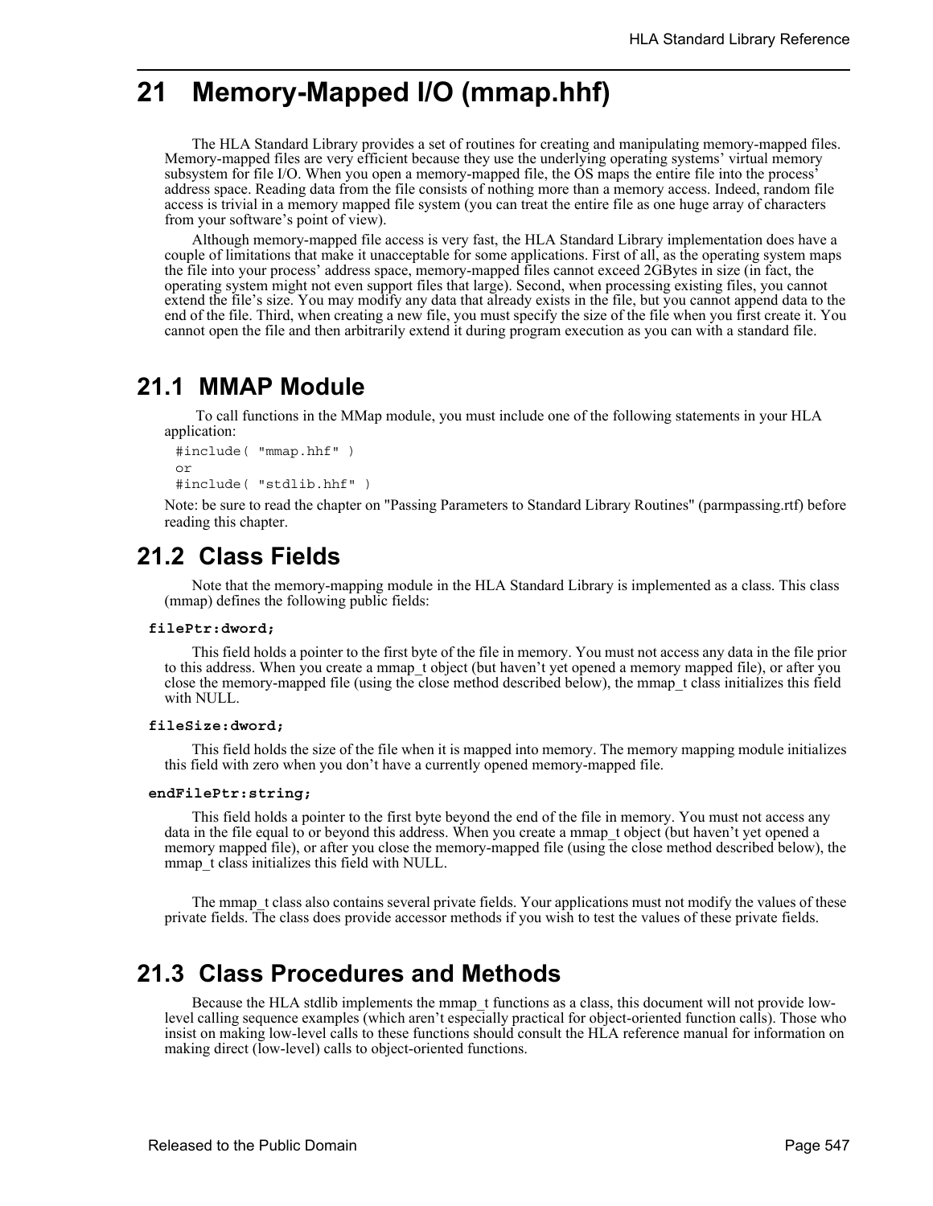# 21 Memory-Mapped I/O (mmap.hhf)

The HLA Standard Library provides a set of routines for creating and manipulating memory-mapped files. Memory-mapped files are very efficient because they use the underlying operating systems' virtual memory subsystem for file I/O. When you open a memory-mapped file, the OS maps the entire file into the process' address space. Reading data from the file consists of nothing more than a memory access. Indeed, random file access is trivial in a memory mapped file system (you can treat the entire file as one huge array of characters from your software's point of view).

Although memory-mapped file access is very fast, the HLA Standard Library implementation does have a couple of limitations that make it unacceptable for some applications. First of all, as the operating system maps the file into your process' address space, memory-mapped files cannot exceed 2GBytes in size (in fact, the operating system might not even support files that large). Second, when processing existing files, you cannot extend the file's size. You may modify any data that already exists in the file, but you cannot append data to the end of the file. Third, when creating a new file, you must specify the size of the file when you first create it. You cannot open the file and then arbitrarily extend it during program execution as you can with a standard file.

## 21.1 MMAP Module

To call functions in the MMap module, you must include one of the following statements in your HLA application:

```
#include( "mmap.hhf" )
or
#include( "stdlib.hhf" )
```

Note: be sure to read the chapter on "Passing Parameters to Standard Library Routines" (parmpassing.rtf) before reading this chapter.

## 21.2 Class Fields

Note that the memory-mapping module in the HLA Standard Library is implemented as a class. This class (mmap) defines the following public fields:

**filePtr:dword;**

This field holds a pointer to the first byte of the file in memory. You must not access any data in the file prior to this address. When you create a mmap_t object (but haven't yet opened a memory mapped file), or after you close the memory-mapped file (using the close method described below), the mmap_t class initializes this field with NULL.

**fileSize:dword;**

This field holds the size of the file when it is mapped into memory. The memory mapping module initializes this field with zero when you don't have a currently opened memory-mapped file.

**endFilePtr:string;**

This field holds a pointer to the first byte beyond the end of the file in memory. You must not access any data in the file equal to or beyond this address. When you create a mmap_t object (but haven't yet opened a memory mapped file), or after you close the memory-mapped file (using the close method described below), the mmap_t class initializes this field with NULL.

The mmap_t class also contains several private fields. Your applications must not modify the values of these private fields. The class does provide accessor methods if you wish to test the values of these private fields.

## 21.3 Class Procedures and Methods

Because the HLA stdlib implements the mmap_t functions as a class, this document will not provide low-level calling sequence examples (which aren't especially practical for object-oriented function calls). Those who insist on making low-level calls to these functions should consult the HLA reference manual for information on making direct (low-level) calls to object-oriented functions.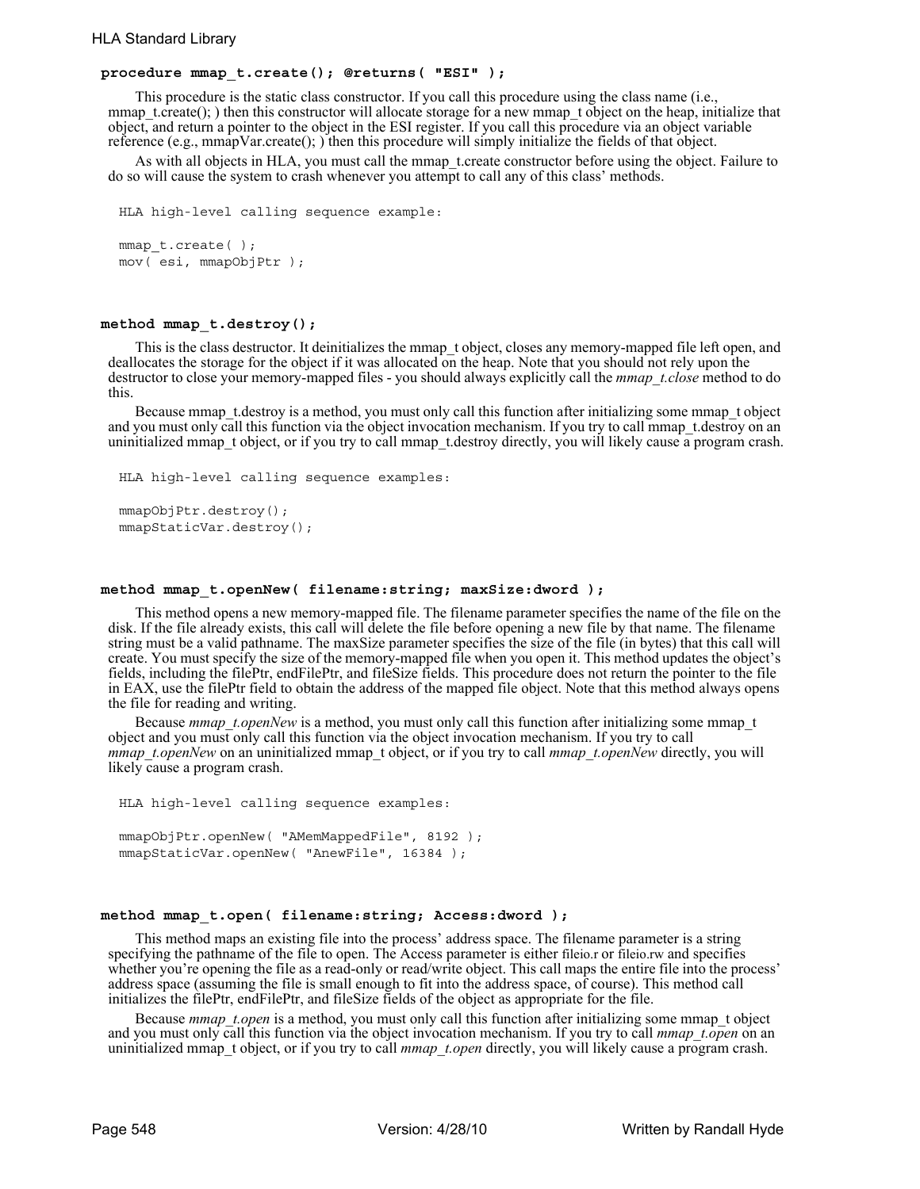**procedure mmap_t.create(); @returns( "ESI" );**

This procedure is the static class constructor. If you call this procedure using the class name (i.e., mmap_t.create(); ) then this constructor will allocate storage for a new mmap_t object on the heap, initialize that object, and return a pointer to the object in the ESI register. If you call this procedure via an object variable reference (e.g., mmapVar.create(); ) then this procedure will simply initialize the fields of that object.

As with all objects in HLA, you must call the mmap_t.create constructor before using the object. Failure to do so will cause the system to crash whenever you attempt to call any of this class' methods.

```
HLA high-level calling sequence example:

mmap_t.create( );
mov( esi, mmapObjPtr );
```

**method mmap_t.destroy();**

This is the class destructor. It deinitializes the mmap_t object, closes any memory-mapped file left open, and deallocates the storage for the object if it was allocated on the heap. Note that you should not rely upon the destructor to close your memory-mapped files - you should always explicitly call the *mmap_t.close* method to do this.

Because mmap_t.destroy is a method, you must only call this function after initializing some mmap_t object and you must only call this function via the object invocation mechanism. If you try to call mmap_t.destroy on an uninitialized mmap_t object, or if you try to call mmap_t.destroy directly, you will likely cause a program crash.

```
HLA high-level calling sequence examples:

mmapObjPtr.destroy();
mmapStaticVar.destroy();
```

**method mmap_t.openNew( filename:string; maxSize:dword );**

This method opens a new memory-mapped file. The filename parameter specifies the name of the file on the disk. If the file already exists, this call will delete the file before opening a new file by that name. The filename string must be a valid pathname. The maxSize parameter specifies the size of the file (in bytes) that this call will create. You must specify the size of the memory-mapped file when you open it. This method updates the object's fields, including the filePtr, endFilePtr, and fileSize fields. This procedure does not return the pointer to the file in EAX, use the filePtr field to obtain the address of the mapped file object. Note that this method always opens the file for reading and writing.

Because *mmap_t.openNew* is a method, you must only call this function after initializing some mmap_t object and you must only call this function via the object invocation mechanism. If you try to call *mmap_t.openNew* on an uninitialized mmap_t object, or if you try to call *mmap_t.openNew* directly, you will likely cause a program crash.

```
HLA high-level calling sequence examples:

mmapObjPtr.openNew( "AMemMappedFile", 8192 );
mmapStaticVar.openNew( "AnewFile", 16384 );
```

**method mmap_t.open( filename:string; Access:dword );**

This method maps an existing file into the process' address space. The filename parameter is a string specifying the pathname of the file to open. The Access parameter is either fileio.r or fileio.rw and specifies whether you're opening the file as a read-only or read/write object. This call maps the entire file into the process' address space (assuming the file is small enough to fit into the address space, of course). This method call initializes the filePtr, endFilePtr, and fileSize fields of the object as appropriate for the file.

Because *mmap_t.open* is a method, you must only call this function after initializing some mmap_t object and you must only call this function via the object invocation mechanism. If you try to call *mmap_t.open* on an uninitialized mmap_t object, or if you try to call *mmap_t.open* directly, you will likely cause a program crash.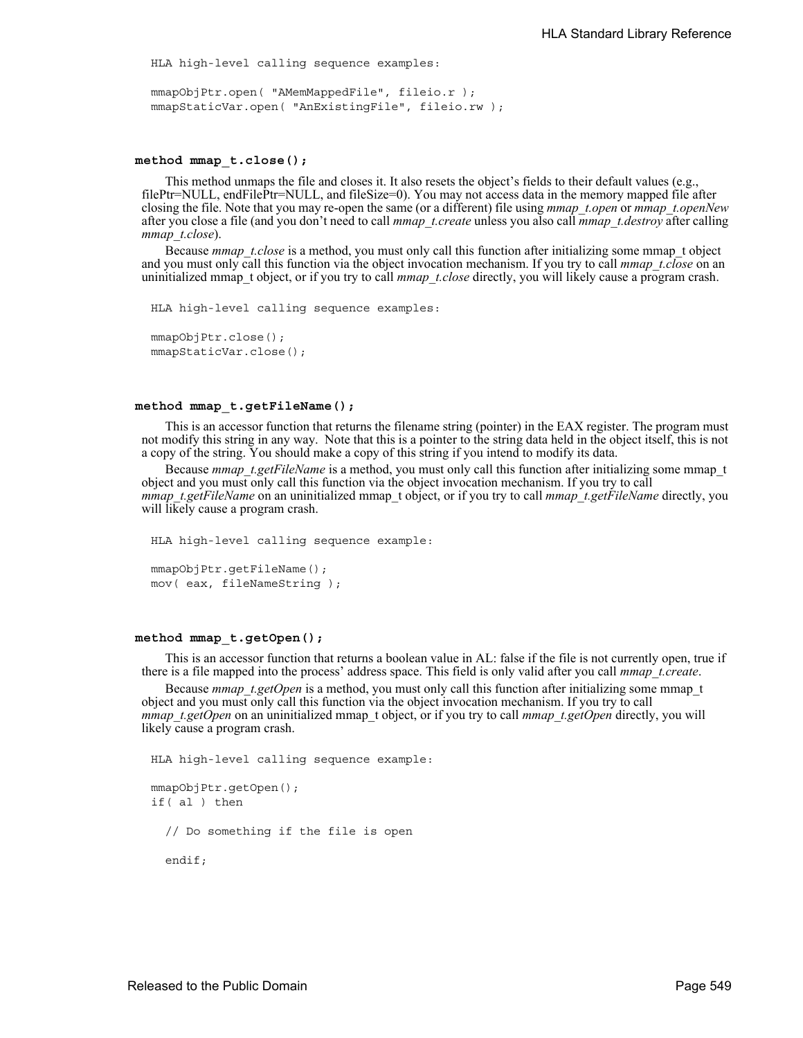```
HLA high-level calling sequence examples:

mmapObjPtr.open( "AMemMappedFile", fileio.r );
mmapStaticVar.open( "AnExistingFile", fileio.rw );
```

### method mmap_t.close();

This method unmaps the file and closes it. It also resets the object's fields to their default values (e.g., filePtr=NULL, endFilePtr=NULL, and fileSize=0). You may not access data in the memory mapped file after closing the file. Note that you may re-open the same (or a different) file using *mmap_t.open* or *mmap_t.openNew* after you close a file (and you don't need to call *mmap_t.create* unless you also call *mmap_t.destroy* after calling *mmap_t.close*).

Because *mmap_t.close* is a method, you must only call this function after initializing some mmap_t object and you must only call this function via the object invocation mechanism. If you try to call *mmap_t.close* on an uninitialized mmap_t object, or if you try to call *mmap_t.close* directly, you will likely cause a program crash.

```
HLA high-level calling sequence examples:

mmapObjPtr.close();
mmapStaticVar.close();
```

### method mmap_t.getFileName();

This is an accessor function that returns the filename string (pointer) in the EAX register. The program must not modify this string in any way. Note that this is a pointer to the string data held in the object itself, this is not a copy of the string. You should make a copy of this string if you intend to modify its data.

Because *mmap_t.getFileName* is a method, you must only call this function after initializing some mmap_t object and you must only call this function via the object invocation mechanism. If you try to call *mmap_t.getFileName* on an uninitialized mmap_t object, or if you try to call *mmap_t.getFileName* directly, you will likely cause a program crash.

```
HLA high-level calling sequence example:

mmapObjPtr.getFileName();
mov( eax, fileNameString );
```

### method mmap_t.getOpen();

This is an accessor function that returns a boolean value in AL: false if the file is not currently open, true if there is a file mapped into the process' address space. This field is only valid after you call *mmap_t.create*.

Because *mmap_t.getOpen* is a method, you must only call this function after initializing some mmap_t object and you must only call this function via the object invocation mechanism. If you try to call *mmap_t.getOpen* on an uninitialized mmap_t object, or if you try to call *mmap_t.getOpen* directly, you will likely cause a program crash.

```
HLA high-level calling sequence example:

mmapObjPtr.getOpen();
if( al ) then

  // Do something if the file is open

  endif;
```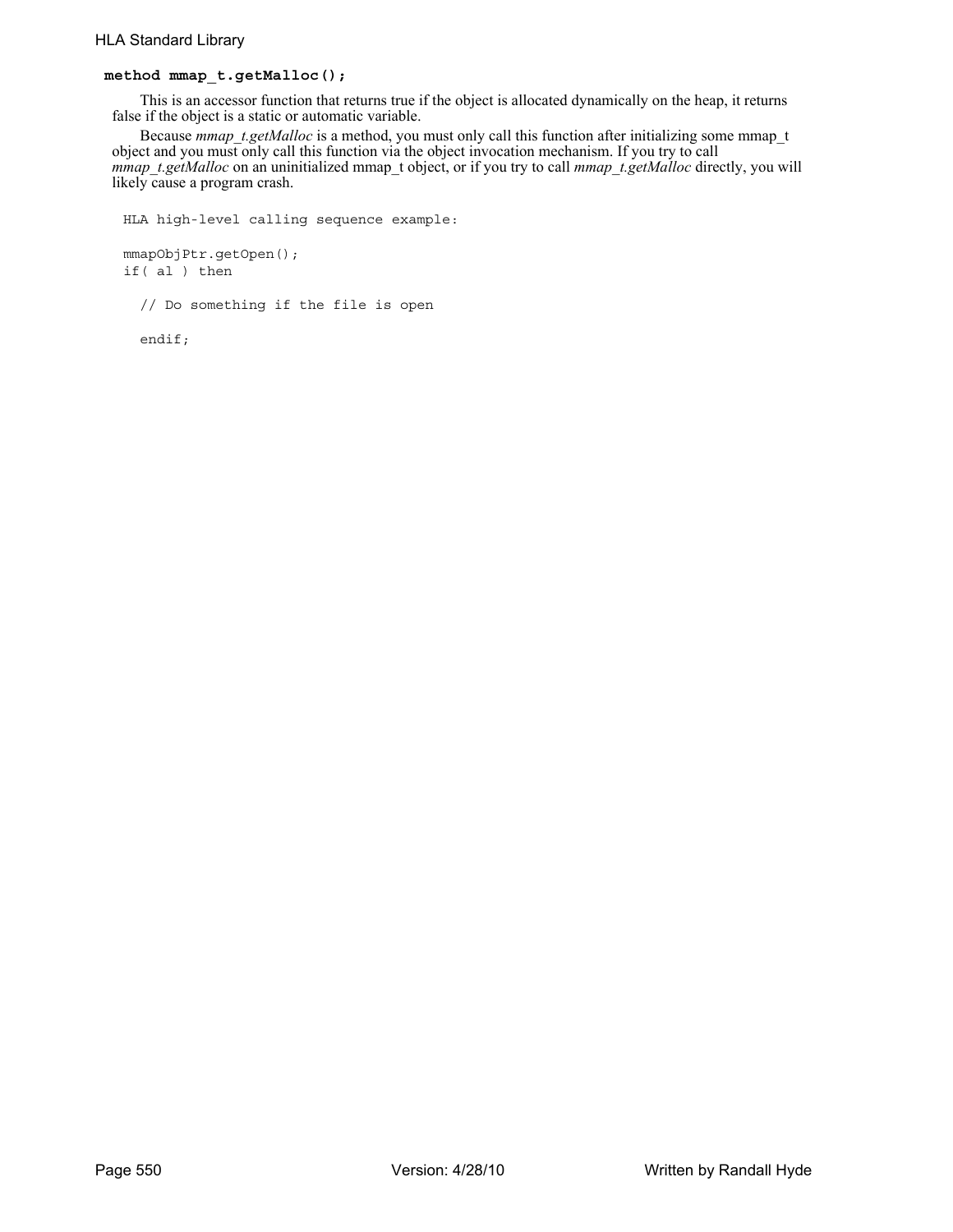**method mmap_t.getMalloc();**

This is an accessor function that returns true if the object is allocated dynamically on the heap, it returns false if the object is a static or automatic variable.

Because *mmap_t.getMalloc* is a method, you must only call this function after initializing some mmap_t object and you must only call this function via the object invocation mechanism. If you try to call *mmap_t.getMalloc* on an uninitialized mmap_t object, or if you try to call *mmap_t.getMalloc* directly, you will likely cause a program crash.

```
HLA high-level calling sequence example:

mmapObjPtr.getOpen();
if( al ) then

  // Do something if the file is open

  endif;
```